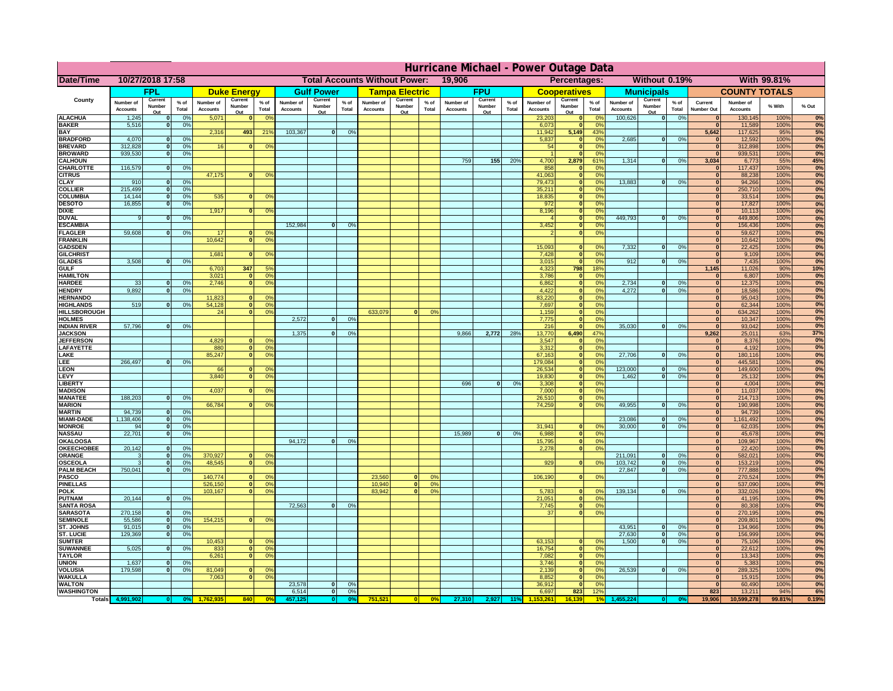# Hurricane Michael - Power Outage Data

| Date/Time | 10/27/2018 17:58 | | | | | | Total Accounts Without Power: | | | | 19,906 | | | | Percentages: | | | Without 0.19% | | | | With 99.81% | |
|---|---|---|---|---|---|---|---|---|---|---|---|---|---|---|---|---|---|---|---|---|---|---|---|

| County | FPL | | | Duke Energy | | | Gulf Power | | | Tampa Electric | | | FPU | | | Cooperatives | | | Municipals | | | COUNTY TOTALS | | | |
|---|---|---|---|---|---|---|---|---|---|---|---|---|---|---|---|---|---|---|---|---|---|---|---|---|---|
| | Number of Accounts | Current Number Out | % of Total | Number of Accounts | Current Number Out | % of Total | Number of Accounts | Current Number Out | % of Total | Number of Accounts | Current Number Out | % of Total | Number of Accounts | Current Number Out | % of Total | Number of Accounts | Current Number Out | % of Total | Number of Accounts | Current Number Out | % of Total | Current Number Out | Number of Accounts | % With | % Out |
| ALACHUA | 1,245 | 0 | 0% | 5,071 | 0 | 0% | | | | | | | | | | 23,203 | 0 | 0% | 100,626 | 0 | 0% | 0 | 130,145 | 100% | 0% |
| BAKER | 5,516 | 0 | 0% | | | | | | | | | | | | | 6,073 | 0 | 0% | | | | 0 | 11,589 | 100% | 0% |
| BAY | | | | 2,316 | 493 | 21% | 103,367 | 0 | 0% | | | | | | | 11,942 | 5,149 | 43% | | | | 5,642 | 117,625 | 95% | 5% |
| BRADFORD | 4,070 | 0 | 0% | | | | | | | | | | | | | 5,837 | 0 | 0% | 2,685 | 0 | 0% | 0 | 12,592 | 100% | 0% |
| BREVARD | 312,828 | 0 | 0% | 16 | 0 | 0% | | | | | | | | | | 54 | 0 | 0% | | | | 0 | 312,898 | 100% | 0% |
| BROWARD | 939,530 | 0 | 0% | | | | | | | | | | | | | 1 | 0 | 0% | | | | 0 | 939,531 | 100% | 0% |
| CALHOUN | | | | | | | | | | | | | 759 | 155 | 20% | 4,700 | 2,879 | 61% | 1,314 | 0 | 0% | 3,034 | 6,773 | 55% | 45% |
| CHARLOTTE | 116,579 | 0 | 0% | | | | | | | | | | | | | 858 | 0 | 0% | | | | 0 | 117,437 | 100% | 0% |
| CITRUS | | | | 47,175 | 0 | 0% | | | | | | | | | | 41,063 | 0 | 0% | | | | 0 | 88,238 | 100% | 0% |
| CLAY | 910 | 0 | 0% | | | | | | | | | | | | | 79,473 | 0 | 0% | 13,883 | 0 | 0% | 0 | 94,266 | 100% | 0% |
| COLLIER | 215,499 | 0 | 0% | | | | | | | | | | | | | 35,211 | 0 | 0% | | | | 0 | 250,710 | 100% | 0% |
| COLUMBIA | 14,144 | 0 | 0% | 535 | 0 | 0% | | | | | | | | | | 18,835 | 0 | 0% | | | | 0 | 33,514 | 100% | 0% |
| DESOTO | 16,855 | 0 | 0% | | | | | | | | | | | | | 972 | 0 | 0% | | | | 0 | 17,827 | 100% | 0% |
| DIXIE | | | | 1,917 | 0 | 0% | | | | | | | | | | 8,196 | 0 | 0% | | | | 0 | 10,113 | 100% | 0% |
| DUVAL | 9 | 0 | 0% | | | | | | | | | | | | | 4 | 0 | 0% | 449,793 | 0 | 0% | 0 | 449,806 | 100% | 0% |
| ESCAMBIA | | | | | | | 152,984 | 0 | 0% | | | | | | | 3,452 | 0 | 0% | | | | 0 | 156,436 | 100% | 0% |
| FLAGLER | 59,608 | 0 | 0% | 17 | 0 | 0% | | | | | | | | | | 2 | 0 | 0% | | | | 0 | 59,627 | 100% | 0% |
| FRANKLIN | | | | 10,642 | 0 | 0% | | | | | | | | | | | | | | | | 0 | 10,642 | 100% | 0% |
| GADSDEN | | | | | | | | | | | | | | | | 15,093 | 0 | 0% | 7,332 | 0 | 0% | 0 | 22,425 | 100% | 0% |
| GILCHRIST | | | | 1,681 | 0 | 0% | | | | | | | | | | 7,428 | 0 | 0% | | | | 0 | 9,109 | 100% | 0% |
| GLADES | 3,508 | 0 | 0% | | | | | | | | | | | | | 3,015 | 0 | 0% | 912 | 0 | 0% | 0 | 7,435 | 100% | 0% |
| GULF | | | | 6,703 | 347 | 5% | | | | | | | | | | 4,323 | 798 | 18% | | | | 1,145 | 11,026 | 90% | 10% |
| HAMILTON | | | | 3,021 | 0 | 0% | | | | | | | | | | 3,786 | 0 | 0% | | | | 0 | 6,807 | 100% | 0% |
| HARDEE | 33 | 0 | 0% | 2,746 | 0 | 0% | | | | | | | | | | 6,862 | 0 | 0% | 2,734 | 0 | 0% | 0 | 12,375 | 100% | 0% |
| HENDRY | 9,892 | 0 | 0% | | | | | | | | | | | | | 4,422 | 0 | 0% | 4,272 | 0 | 0% | 0 | 18,586 | 100% | 0% |
| HERNANDO | | | | 11,823 | 0 | 0% | | | | | | | | | | 83,220 | 0 | 0% | | | | 0 | 95,043 | 100% | 0% |
| HIGHLANDS | 519 | 0 | 0% | 54,128 | 0 | 0% | | | | | | | | | | 7,697 | 0 | 0% | | | | 0 | 62,344 | 100% | 0% |
| HILLSBOROUGH | | | | 24 | 0 | 0% | | | | 633,079 | 0 | 0% | | | | 1,159 | 0 | 0% | | | | 0 | 634,262 | 100% | 0% |
| HOLMES | | | | | | | 2,572 | 0 | 0% | | | | | | | 7,775 | 0 | 0% | | | | 0 | 10,347 | 100% | 0% |
| INDIAN RIVER | 57,796 | 0 | 0% | | | | | | | | | | | | | 216 | 0 | 0% | 35,030 | 0 | 0% | 0 | 93,042 | 100% | 0% |
| JACKSON | | | | | | | 1,375 | 0 | 0% | | | | 9,866 | 2,772 | 28% | 13,770 | 6,490 | 47% | | | | 9,262 | 25,011 | 63% | 37% |
| JEFFERSON | | | | 4,829 | 0 | 0% | | | | | | | | | | 3,547 | 0 | 0% | | | | 0 | 8,376 | 100% | 0% |
| LAFAYETTE | | | | 880 | 0 | 0% | | | | | | | | | | 3,312 | 0 | 0% | | | | 0 | 4,192 | 100% | 0% |
| LAKE | | | | 85,247 | 0 | 0% | | | | | | | | | | 67,163 | 0 | 0% | 27,706 | 0 | 0% | 0 | 180,116 | 100% | 0% |
| LEE | 266,497 | 0 | 0% | | | | | | | | | | | | | 179,084 | 0 | 0% | | | | 0 | 445,581 | 100% | 0% |
| LEON | | | | 66 | 0 | 0% | | | | | | | | | | 26,534 | 0 | 0% | 123,000 | 0 | 0% | 0 | 149,600 | 100% | 0% |
| LEVY | | | | 3,840 | 0 | 0% | | | | | | | | | | 19,830 | 0 | 0% | 1,462 | 0 | 0% | 0 | 25,132 | 100% | 0% |
| LIBERTY | | | | | | | | | | | | | 696 | 0 | 0% | 3,308 | 0 | 0% | | | | 0 | 4,004 | 100% | 0% |
| MADISON | | | | 4,037 | 0 | 0% | | | | | | | | | | 7,000 | 0 | 0% | | | | 0 | 11,037 | 100% | 0% |
| MANATEE | 188,203 | 0 | 0% | | | | | | | | | | | | | 26,510 | 0 | 0% | | | | 0 | 214,713 | 100% | 0% |
| MARION | | | | 66,784 | 0 | 0% | | | | | | | | | | 74,259 | 0 | 0% | 49,955 | 0 | 0% | 0 | 190,998 | 100% | 0% |
| MARTIN | 94,739 | 0 | 0% | | | | | | | | | | | | | | | | | | | 0 | 94,739 | 100% | 0% |
| MIAMI-DADE | 1,138,406 | 0 | 0% | | | | | | | | | | | | | | | | 23,086 | 0 | 0% | 0 | 1,161,492 | 100% | 0% |
| MONROE | 94 | 0 | 0% | | | | | | | | | | | | | 31,941 | 0 | 0% | 30,000 | 0 | 0% | 0 | 62,035 | 100% | 0% |
| NASSAU | 22,701 | 0 | 0% | | | | | | | | | | 15,989 | 0 | 0% | 6,988 | 0 | 0% | | | | 0 | 45,678 | 100% | 0% |
| OKALOOSA | | | | | | | 94,172 | 0 | 0% | | | | | | | 15,795 | 0 | 0% | | | | 0 | 109,967 | 100% | 0% |
| OKEECHOBEE | 20,142 | 0 | 0% | | | | | | | | | | | | | 2,278 | 0 | 0% | | | | 0 | 22,420 | 100% | 0% |
| ORANGE | 3 | 0 | 0% | 370,927 | 0 | 0% | | | | | | | | | | | | | 211,091 | 0 | 0% | 0 | 582,021 | 100% | 0% |
| OSCEOLA | 3 | 0 | 0% | 48,545 | 0 | 0% | | | | | | | | | | 929 | 0 | 0% | 103,742 | 0 | 0% | 0 | 153,219 | 100% | 0% |
| PALM BEACH | 750,041 | 0 | 0% | | | | | | | | | | | | | | | | 27,847 | 0 | 0% | 0 | 777,888 | 100% | 0% |
| PASCO | | | | 140,774 | 0 | 0% | | | | 23,560 | 0 | 0% | | | | 106,190 | 0 | 0% | | | | 0 | 270,524 | 100% | 0% |
| PINELLAS | | | | 526,150 | 0 | 0% | | | | 10,940 | 0 | 0% | | | | | | | | | | 0 | 537,090 | 100% | 0% |
| POLK | | | | 103,167 | 0 | 0% | | | | 83,942 | 0 | 0% | | | | 5,783 | 0 | 0% | 139,134 | 0 | 0% | 0 | 332,026 | 100% | 0% |
| PUTNAM | 20,144 | 0 | 0% | | | | | | | | | | | | | 21,051 | 0 | 0% | | | | 0 | 41,195 | 100% | 0% |
| SANTA ROSA | | | | | | | 72,563 | 0 | 0% | | | | | | | 7,745 | 0 | 0% | | | | 0 | 80,308 | 100% | 0% |
| SARASOTA | 270,158 | 0 | 0% | | | | | | | | | | | | | 37 | 0 | 0% | | | | 0 | 270,195 | 100% | 0% |
| SEMINOLE | 55,586 | 0 | 0% | 154,215 | 0 | 0% | | | | | | | | | | | | | | | | 0 | 209,801 | 100% | 0% |
| ST. JOHNS | 91,015 | 0 | 0% | | | | | | | | | | | | | | | | 43,951 | 0 | 0% | 0 | 134,966 | 100% | 0% |
| ST. LUCIE | 129,369 | 0 | 0% | | | | | | | | | | | | | | | | 27,630 | 0 | 0% | 0 | 156,999 | 100% | 0% |
| SUMTER | | | | 10,453 | 0 | 0% | | | | | | | | | | 63,153 | 0 | 0% | 1,500 | 0 | 0% | 0 | 75,106 | 100% | 0% |
| SUWANNEE | 5,025 | 0 | 0% | 833 | 0 | 0% | | | | | | | | | | 16,754 | 0 | 0% | | | | 0 | 22,612 | 100% | 0% |
| TAYLOR | | | | 6,261 | 0 | 0% | | | | | | | | | | 7,082 | 0 | 0% | | | | 0 | 13,343 | 100% | 0% |
| UNION | 1,637 | 0 | 0% | | | | | | | | | | | | | 3,746 | 0 | 0% | | | | 0 | 5,383 | 100% | 0% |
| VOLUSIA | 179,598 | 0 | 0% | 81,049 | 0 | 0% | | | | | | | | | | 2,139 | 0 | 0% | 26,539 | 0 | 0% | 0 | 289,325 | 100% | 0% |
| WAKULLA | | | | 7,063 | 0 | 0% | | | | | | | | | | 8,852 | 0 | 0% | | | | 0 | 15,915 | 100% | 0% |
| WALTON | | | | | | | 23,578 | 0 | 0% | | | | | | | 36,912 | 0 | 0% | | | | 0 | 60,490 | 100% | 0% |
| WASHINGTON | | | | | | | 6,514 | 0 | 0% | | | | | | | 6,697 | 823 | 12% | | | | 823 | 13,211 | 94% | 6% |
| Totals | 4,991,902 | 0 | 0% | 1,762,935 | 840 | 0% | 457,125 | 0 | 0% | 751,521 | 0 | 0% | 27,310 | 2,927 | 11% | 1,153,261 | 16,139 | 1% | 1,455,224 | 0 | 0% | 19,906 | 10,599,278 | 99.81% | 0.19% |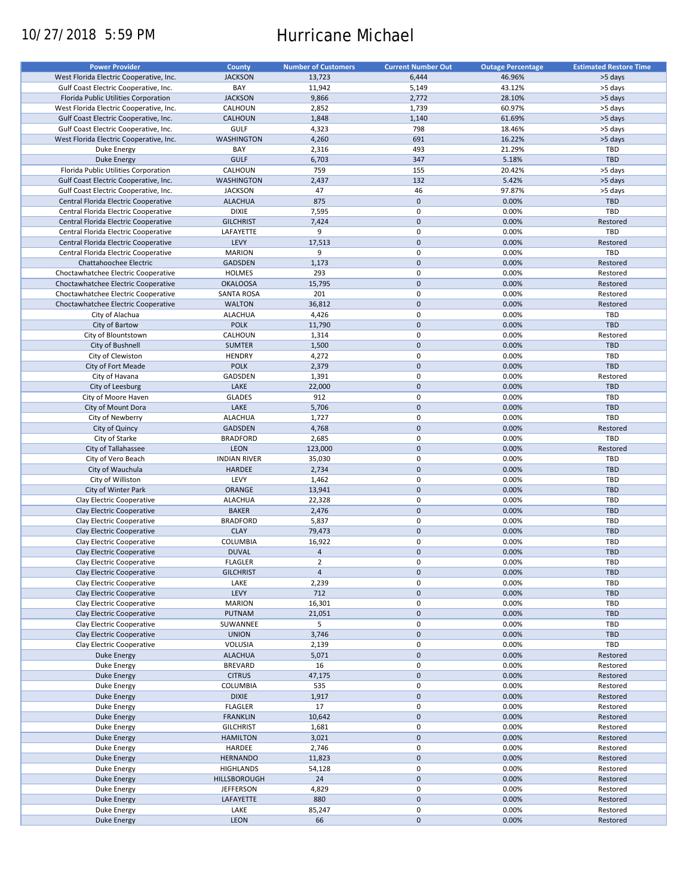10/27/2018 5:59 PM

# Hurricane Michael

| Power Provider | County | Number of Customers | Current Number Out | Outage Percentage | Estimated Restore Time |
|---|---|---|---|---|---|
| West Florida Electric Cooperative, Inc. | JACKSON | 13,723 | 6,444 | 46.96% | >5 days |
| Gulf Coast Electric Cooperative, Inc. | BAY | 11,942 | 5,149 | 43.12% | >5 days |
| Florida Public Utilities Corporation | JACKSON | 9,866 | 2,772 | 28.10% | >5 days |
| West Florida Electric Cooperative, Inc. | CALHOUN | 2,852 | 1,739 | 60.97% | >5 days |
| Gulf Coast Electric Cooperative, Inc. | CALHOUN | 1,848 | 1,140 | 61.69% | >5 days |
| Gulf Coast Electric Cooperative, Inc. | GULF | 4,323 | 798 | 18.46% | >5 days |
| West Florida Electric Cooperative, Inc. | WASHINGTON | 4,260 | 691 | 16.22% | >5 days |
| Duke Energy | BAY | 2,316 | 493 | 21.29% | TBD |
| Duke Energy | GULF | 6,703 | 347 | 5.18% | TBD |
| Florida Public Utilities Corporation | CALHOUN | 759 | 155 | 20.42% | >5 days |
| Gulf Coast Electric Cooperative, Inc. | WASHINGTON | 2,437 | 132 | 5.42% | >5 days |
| Gulf Coast Electric Cooperative, Inc. | JACKSON | 47 | 46 | 97.87% | >5 days |
| Central Florida Electric Cooperative | ALACHUA | 875 | 0 | 0.00% | TBD |
| Central Florida Electric Cooperative | DIXIE | 7,595 | 0 | 0.00% | TBD |
| Central Florida Electric Cooperative | GILCHRIST | 7,424 | 0 | 0.00% | Restored |
| Central Florida Electric Cooperative | LAFAYETTE | 9 | 0 | 0.00% | TBD |
| Central Florida Electric Cooperative | LEVY | 17,513 | 0 | 0.00% | Restored |
| Central Florida Electric Cooperative | MARION | 9 | 0 | 0.00% | TBD |
| Chattahoochee Electric | GADSDEN | 1,173 | 0 | 0.00% | Restored |
| Choctawhatchee Electric Cooperative | HOLMES | 293 | 0 | 0.00% | Restored |
| Choctawhatchee Electric Cooperative | OKALOOSA | 15,795 | 0 | 0.00% | Restored |
| Choctawhatchee Electric Cooperative | SANTA ROSA | 201 | 0 | 0.00% | Restored |
| Choctawhatchee Electric Cooperative | WALTON | 36,812 | 0 | 0.00% | Restored |
| City of Alachua | ALACHUA | 4,426 | 0 | 0.00% | TBD |
| City of Bartow | POLK | 11,790 | 0 | 0.00% | TBD |
| City of Blountstown | CALHOUN | 1,314 | 0 | 0.00% | Restored |
| City of Bushnell | SUMTER | 1,500 | 0 | 0.00% | TBD |
| City of Clewiston | HENDRY | 4,272 | 0 | 0.00% | TBD |
| City of Fort Meade | POLK | 2,379 | 0 | 0.00% | TBD |
| City of Havana | GADSDEN | 1,391 | 0 | 0.00% | Restored |
| City of Leesburg | LAKE | 22,000 | 0 | 0.00% | TBD |
| City of Moore Haven | GLADES | 912 | 0 | 0.00% | TBD |
| City of Mount Dora | LAKE | 5,706 | 0 | 0.00% | TBD |
| City of Newberry | ALACHUA | 1,727 | 0 | 0.00% | TBD |
| City of Quincy | GADSDEN | 4,768 | 0 | 0.00% | Restored |
| City of Starke | BRADFORD | 2,685 | 0 | 0.00% | TBD |
| City of Tallahassee | LEON | 123,000 | 0 | 0.00% | Restored |
| City of Vero Beach | INDIAN RIVER | 35,030 | 0 | 0.00% | TBD |
| City of Wauchula | HARDEE | 2,734 | 0 | 0.00% | TBD |
| City of Williston | LEVY | 1,462 | 0 | 0.00% | TBD |
| City of Winter Park | ORANGE | 13,941 | 0 | 0.00% | TBD |
| Clay Electric Cooperative | ALACHUA | 22,328 | 0 | 0.00% | TBD |
| Clay Electric Cooperative | BAKER | 2,476 | 0 | 0.00% | TBD |
| Clay Electric Cooperative | BRADFORD | 5,837 | 0 | 0.00% | TBD |
| Clay Electric Cooperative | CLAY | 79,473 | 0 | 0.00% | TBD |
| Clay Electric Cooperative | COLUMBIA | 16,922 | 0 | 0.00% | TBD |
| Clay Electric Cooperative | DUVAL | 4 | 0 | 0.00% | TBD |
| Clay Electric Cooperative | FLAGLER | 2 | 0 | 0.00% | TBD |
| Clay Electric Cooperative | GILCHRIST | 4 | 0 | 0.00% | TBD |
| Clay Electric Cooperative | LAKE | 2,239 | 0 | 0.00% | TBD |
| Clay Electric Cooperative | LEVY | 712 | 0 | 0.00% | TBD |
| Clay Electric Cooperative | MARION | 16,301 | 0 | 0.00% | TBD |
| Clay Electric Cooperative | PUTNAM | 21,051 | 0 | 0.00% | TBD |
| Clay Electric Cooperative | SUWANNEE | 5 | 0 | 0.00% | TBD |
| Clay Electric Cooperative | UNION | 3,746 | 0 | 0.00% | TBD |
| Clay Electric Cooperative | VOLUSIA | 2,139 | 0 | 0.00% | TBD |
| Duke Energy | ALACHUA | 5,071 | 0 | 0.00% | Restored |
| Duke Energy | BREVARD | 16 | 0 | 0.00% | Restored |
| Duke Energy | CITRUS | 47,175 | 0 | 0.00% | Restored |
| Duke Energy | COLUMBIA | 535 | 0 | 0.00% | Restored |
| Duke Energy | DIXIE | 1,917 | 0 | 0.00% | Restored |
| Duke Energy | FLAGLER | 17 | 0 | 0.00% | Restored |
| Duke Energy | FRANKLIN | 10,642 | 0 | 0.00% | Restored |
| Duke Energy | GILCHRIST | 1,681 | 0 | 0.00% | Restored |
| Duke Energy | HAMILTON | 3,021 | 0 | 0.00% | Restored |
| Duke Energy | HARDEE | 2,746 | 0 | 0.00% | Restored |
| Duke Energy | HERNANDO | 11,823 | 0 | 0.00% | Restored |
| Duke Energy | HIGHLANDS | 54,128 | 0 | 0.00% | Restored |
| Duke Energy | HILLSBOROUGH | 24 | 0 | 0.00% | Restored |
| Duke Energy | JEFFERSON | 4,829 | 0 | 0.00% | Restored |
| Duke Energy | LAFAYETTE | 880 | 0 | 0.00% | Restored |
| Duke Energy | LAKE | 85,247 | 0 | 0.00% | Restored |
| Duke Energy | LEON | 66 | 0 | 0.00% | Restored |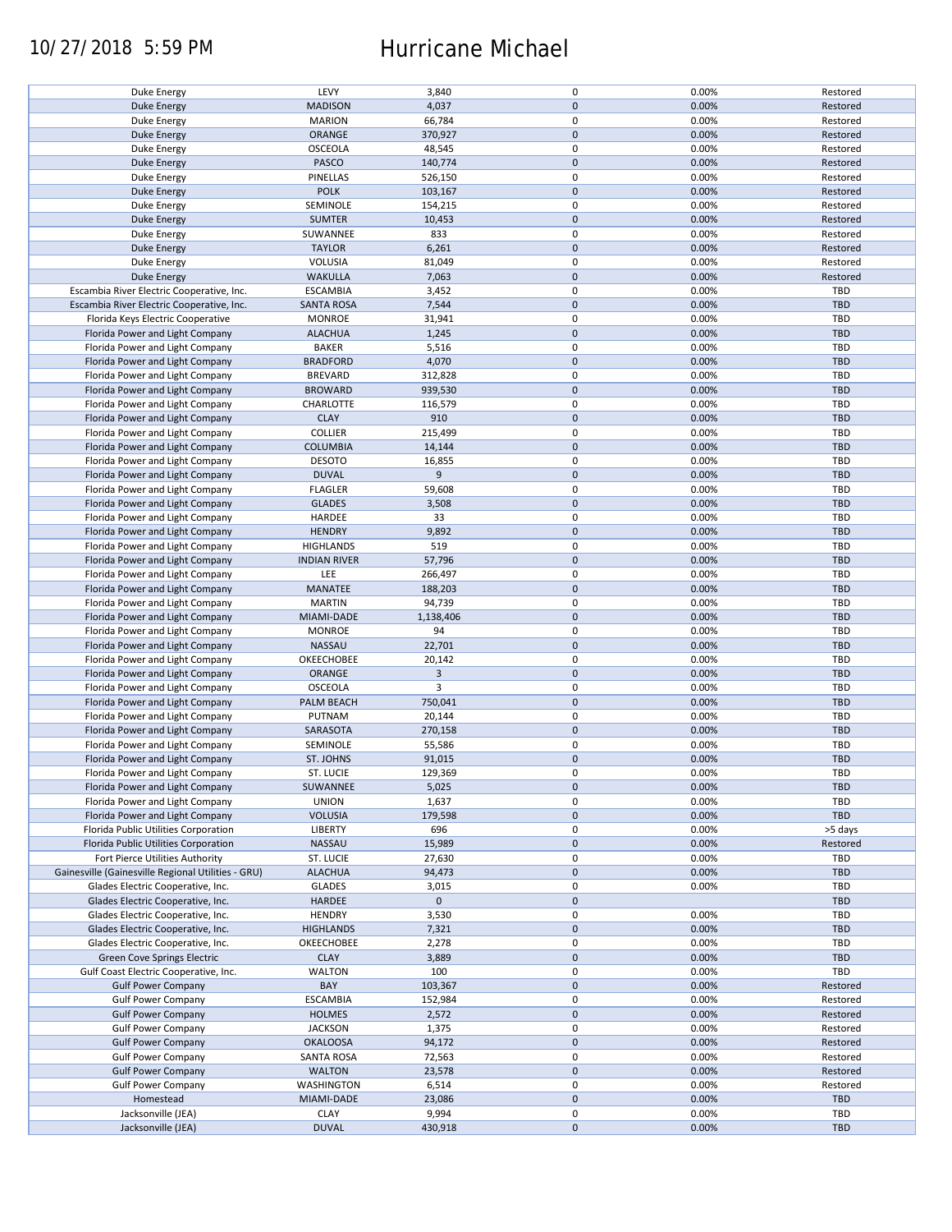| | | | | | |
|---|---|---|---|---|---|
| Duke Energy | LEVY | 3,840 | 0 | 0.00% | Restored |
| Duke Energy | MADISON | 4,037 | 0 | 0.00% | Restored |
| Duke Energy | MARION | 66,784 | 0 | 0.00% | Restored |
| Duke Energy | ORANGE | 370,927 | 0 | 0.00% | Restored |
| Duke Energy | OSCEOLA | 48,545 | 0 | 0.00% | Restored |
| Duke Energy | PASCO | 140,774 | 0 | 0.00% | Restored |
| Duke Energy | PINELLAS | 526,150 | 0 | 0.00% | Restored |
| Duke Energy | POLK | 103,167 | 0 | 0.00% | Restored |
| Duke Energy | SEMINOLE | 154,215 | 0 | 0.00% | Restored |
| Duke Energy | SUMTER | 10,453 | 0 | 0.00% | Restored |
| Duke Energy | SUWANNEE | 833 | 0 | 0.00% | Restored |
| Duke Energy | TAYLOR | 6,261 | 0 | 0.00% | Restored |
| Duke Energy | VOLUSIA | 81,049 | 0 | 0.00% | Restored |
| Duke Energy | WAKULLA | 7,063 | 0 | 0.00% | Restored |
| Escambia River Electric Cooperative, Inc. | ESCAMBIA | 3,452 | 0 | 0.00% | TBD |
| Escambia River Electric Cooperative, Inc. | SANTA ROSA | 7,544 | 0 | 0.00% | TBD |
| Florida Keys Electric Cooperative | MONROE | 31,941 | 0 | 0.00% | TBD |
| Florida Power and Light Company | ALACHUA | 1,245 | 0 | 0.00% | TBD |
| Florida Power and Light Company | BAKER | 5,516 | 0 | 0.00% | TBD |
| Florida Power and Light Company | BRADFORD | 4,070 | 0 | 0.00% | TBD |
| Florida Power and Light Company | BREVARD | 312,828 | 0 | 0.00% | TBD |
| Florida Power and Light Company | BROWARD | 939,530 | 0 | 0.00% | TBD |
| Florida Power and Light Company | CHARLOTTE | 116,579 | 0 | 0.00% | TBD |
| Florida Power and Light Company | CLAY | 910 | 0 | 0.00% | TBD |
| Florida Power and Light Company | COLLIER | 215,499 | 0 | 0.00% | TBD |
| Florida Power and Light Company | COLUMBIA | 14,144 | 0 | 0.00% | TBD |
| Florida Power and Light Company | DESOTO | 16,855 | 0 | 0.00% | TBD |
| Florida Power and Light Company | DUVAL | 9 | 0 | 0.00% | TBD |
| Florida Power and Light Company | FLAGLER | 59,608 | 0 | 0.00% | TBD |
| Florida Power and Light Company | GLADES | 3,508 | 0 | 0.00% | TBD |
| Florida Power and Light Company | HARDEE | 33 | 0 | 0.00% | TBD |
| Florida Power and Light Company | HENDRY | 9,892 | 0 | 0.00% | TBD |
| Florida Power and Light Company | HIGHLANDS | 519 | 0 | 0.00% | TBD |
| Florida Power and Light Company | INDIAN RIVER | 57,796 | 0 | 0.00% | TBD |
| Florida Power and Light Company | LEE | 266,497 | 0 | 0.00% | TBD |
| Florida Power and Light Company | MANATEE | 188,203 | 0 | 0.00% | TBD |
| Florida Power and Light Company | MARTIN | 94,739 | 0 | 0.00% | TBD |
| Florida Power and Light Company | MIAMI-DADE | 1,138,406 | 0 | 0.00% | TBD |
| Florida Power and Light Company | MONROE | 94 | 0 | 0.00% | TBD |
| Florida Power and Light Company | NASSAU | 22,701 | 0 | 0.00% | TBD |
| Florida Power and Light Company | OKEECHOBEE | 20,142 | 0 | 0.00% | TBD |
| Florida Power and Light Company | ORANGE | 3 | 0 | 0.00% | TBD |
| Florida Power and Light Company | OSCEOLA | 3 | 0 | 0.00% | TBD |
| Florida Power and Light Company | PALM BEACH | 750,041 | 0 | 0.00% | TBD |
| Florida Power and Light Company | PUTNAM | 20,144 | 0 | 0.00% | TBD |
| Florida Power and Light Company | SARASOTA | 270,158 | 0 | 0.00% | TBD |
| Florida Power and Light Company | SEMINOLE | 55,586 | 0 | 0.00% | TBD |
| Florida Power and Light Company | ST. JOHNS | 91,015 | 0 | 0.00% | TBD |
| Florida Power and Light Company | ST. LUCIE | 129,369 | 0 | 0.00% | TBD |
| Florida Power and Light Company | SUWANNEE | 5,025 | 0 | 0.00% | TBD |
| Florida Power and Light Company | UNION | 1,637 | 0 | 0.00% | TBD |
| Florida Power and Light Company | VOLUSIA | 179,598 | 0 | 0.00% | TBD |
| Florida Public Utilities Corporation | LIBERTY | 696 | 0 | 0.00% | >5 days |
| Florida Public Utilities Corporation | NASSAU | 15,989 | 0 | 0.00% | Restored |
| Fort Pierce Utilities Authority | ST. LUCIE | 27,630 | 0 | 0.00% | TBD |
| Gainesville (Gainesville Regional Utilities - GRU) | ALACHUA | 94,473 | 0 | 0.00% | TBD |
| Glades Electric Cooperative, Inc. | GLADES | 3,015 | 0 | 0.00% | TBD |
| Glades Electric Cooperative, Inc. | HARDEE | 0 | 0 | | TBD |
| Glades Electric Cooperative, Inc. | HENDRY | 3,530 | 0 | 0.00% | TBD |
| Glades Electric Cooperative, Inc. | HIGHLANDS | 7,321 | 0 | 0.00% | TBD |
| Glades Electric Cooperative, Inc. | OKEECHOBEE | 2,278 | 0 | 0.00% | TBD |
| Green Cove Springs Electric | CLAY | 3,889 | 0 | 0.00% | TBD |
| Gulf Coast Electric Cooperative, Inc. | WALTON | 100 | 0 | 0.00% | TBD |
| Gulf Power Company | BAY | 103,367 | 0 | 0.00% | Restored |
| Gulf Power Company | ESCAMBIA | 152,984 | 0 | 0.00% | Restored |
| Gulf Power Company | HOLMES | 2,572 | 0 | 0.00% | Restored |
| Gulf Power Company | JACKSON | 1,375 | 0 | 0.00% | Restored |
| Gulf Power Company | OKALOOSA | 94,172 | 0 | 0.00% | Restored |
| Gulf Power Company | SANTA ROSA | 72,563 | 0 | 0.00% | Restored |
| Gulf Power Company | WALTON | 23,578 | 0 | 0.00% | Restored |
| Gulf Power Company | WASHINGTON | 6,514 | 0 | 0.00% | Restored |
| Homestead | MIAMI-DADE | 23,086 | 0 | 0.00% | TBD |
| Jacksonville (JEA) | CLAY | 9,994 | 0 | 0.00% | TBD |
| Jacksonville (JEA) | DUVAL | 430,918 | 0 | 0.00% | TBD |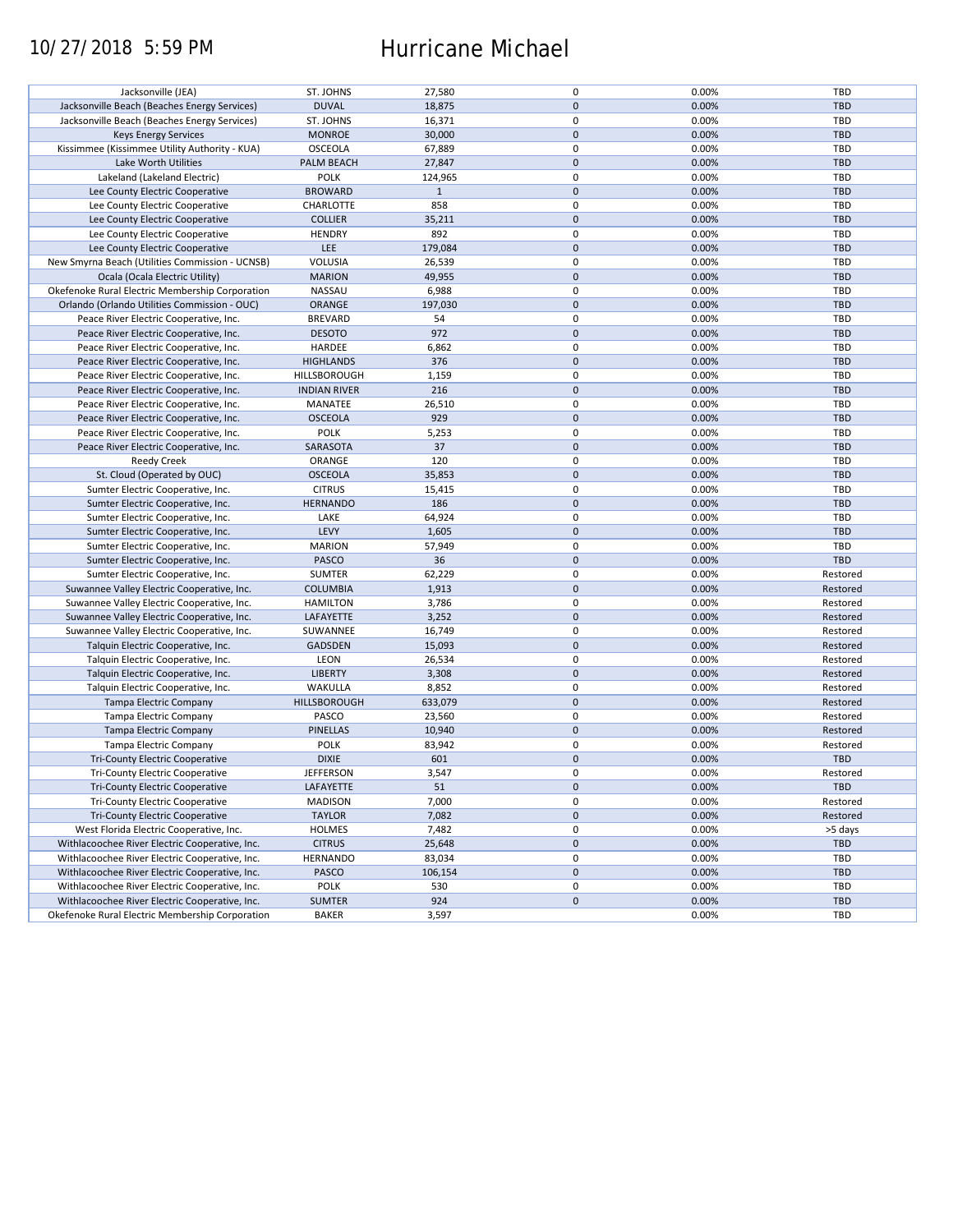10/27/2018 5:59 PM

# Hurricane Michael

| | | | | | |
|---|---|---|---|---|---|
| Jacksonville (JEA) | ST. JOHNS | 27,580 | 0 | 0.00% | TBD |
| Jacksonville Beach (Beaches Energy Services) | DUVAL | 18,875 | 0 | 0.00% | TBD |
| Jacksonville Beach (Beaches Energy Services) | ST. JOHNS | 16,371 | 0 | 0.00% | TBD |
| Keys Energy Services | MONROE | 30,000 | 0 | 0.00% | TBD |
| Kissimmee (Kissimmee Utility Authority - KUA) | OSCEOLA | 67,889 | 0 | 0.00% | TBD |
| Lake Worth Utilities | PALM BEACH | 27,847 | 0 | 0.00% | TBD |
| Lakeland (Lakeland Electric) | POLK | 124,965 | 0 | 0.00% | TBD |
| Lee County Electric Cooperative | BROWARD | 1 | 0 | 0.00% | TBD |
| Lee County Electric Cooperative | CHARLOTTE | 858 | 0 | 0.00% | TBD |
| Lee County Electric Cooperative | COLLIER | 35,211 | 0 | 0.00% | TBD |
| Lee County Electric Cooperative | HENDRY | 892 | 0 | 0.00% | TBD |
| Lee County Electric Cooperative | LEE | 179,084 | 0 | 0.00% | TBD |
| New Smyrna Beach (Utilities Commission - UCNSB) | VOLUSIA | 26,539 | 0 | 0.00% | TBD |
| Ocala (Ocala Electric Utility) | MARION | 49,955 | 0 | 0.00% | TBD |
| Okefenoke Rural Electric Membership Corporation | NASSAU | 6,988 | 0 | 0.00% | TBD |
| Orlando (Orlando Utilities Commission - OUC) | ORANGE | 197,030 | 0 | 0.00% | TBD |
| Peace River Electric Cooperative, Inc. | BREVARD | 54 | 0 | 0.00% | TBD |
| Peace River Electric Cooperative, Inc. | DESOTO | 972 | 0 | 0.00% | TBD |
| Peace River Electric Cooperative, Inc. | HARDEE | 6,862 | 0 | 0.00% | TBD |
| Peace River Electric Cooperative, Inc. | HIGHLANDS | 376 | 0 | 0.00% | TBD |
| Peace River Electric Cooperative, Inc. | HILLSBOROUGH | 1,159 | 0 | 0.00% | TBD |
| Peace River Electric Cooperative, Inc. | INDIAN RIVER | 216 | 0 | 0.00% | TBD |
| Peace River Electric Cooperative, Inc. | MANATEE | 26,510 | 0 | 0.00% | TBD |
| Peace River Electric Cooperative, Inc. | OSCEOLA | 929 | 0 | 0.00% | TBD |
| Peace River Electric Cooperative, Inc. | POLK | 5,253 | 0 | 0.00% | TBD |
| Peace River Electric Cooperative, Inc. | SARASOTA | 37 | 0 | 0.00% | TBD |
| Reedy Creek | ORANGE | 120 | 0 | 0.00% | TBD |
| St. Cloud (Operated by OUC) | OSCEOLA | 35,853 | 0 | 0.00% | TBD |
| Sumter Electric Cooperative, Inc. | CITRUS | 15,415 | 0 | 0.00% | TBD |
| Sumter Electric Cooperative, Inc. | HERNANDO | 186 | 0 | 0.00% | TBD |
| Sumter Electric Cooperative, Inc. | LAKE | 64,924 | 0 | 0.00% | TBD |
| Sumter Electric Cooperative, Inc. | LEVY | 1,605 | 0 | 0.00% | TBD |
| Sumter Electric Cooperative, Inc. | MARION | 57,949 | 0 | 0.00% | TBD |
| Sumter Electric Cooperative, Inc. | PASCO | 36 | 0 | 0.00% | TBD |
| Sumter Electric Cooperative, Inc. | SUMTER | 62,229 | 0 | 0.00% | Restored |
| Suwannee Valley Electric Cooperative, Inc. | COLUMBIA | 1,913 | 0 | 0.00% | Restored |
| Suwannee Valley Electric Cooperative, Inc. | HAMILTON | 3,786 | 0 | 0.00% | Restored |
| Suwannee Valley Electric Cooperative, Inc. | LAFAYETTE | 3,252 | 0 | 0.00% | Restored |
| Suwannee Valley Electric Cooperative, Inc. | SUWANNEE | 16,749 | 0 | 0.00% | Restored |
| Talquin Electric Cooperative, Inc. | GADSDEN | 15,093 | 0 | 0.00% | Restored |
| Talquin Electric Cooperative, Inc. | LEON | 26,534 | 0 | 0.00% | Restored |
| Talquin Electric Cooperative, Inc. | LIBERTY | 3,308 | 0 | 0.00% | Restored |
| Talquin Electric Cooperative, Inc. | WAKULLA | 8,852 | 0 | 0.00% | Restored |
| Tampa Electric Company | HILLSBOROUGH | 633,079 | 0 | 0.00% | Restored |
| Tampa Electric Company | PASCO | 23,560 | 0 | 0.00% | Restored |
| Tampa Electric Company | PINELLAS | 10,940 | 0 | 0.00% | Restored |
| Tampa Electric Company | POLK | 83,942 | 0 | 0.00% | Restored |
| Tri-County Electric Cooperative | DIXIE | 601 | 0 | 0.00% | TBD |
| Tri-County Electric Cooperative | JEFFERSON | 3,547 | 0 | 0.00% | Restored |
| Tri-County Electric Cooperative | LAFAYETTE | 51 | 0 | 0.00% | TBD |
| Tri-County Electric Cooperative | MADISON | 7,000 | 0 | 0.00% | Restored |
| Tri-County Electric Cooperative | TAYLOR | 7,082 | 0 | 0.00% | Restored |
| West Florida Electric Cooperative, Inc. | HOLMES | 7,482 | 0 | 0.00% | >5 days |
| Withlacoochee River Electric Cooperative, Inc. | CITRUS | 25,648 | 0 | 0.00% | TBD |
| Withlacoochee River Electric Cooperative, Inc. | HERNANDO | 83,034 | 0 | 0.00% | TBD |
| Withlacoochee River Electric Cooperative, Inc. | PASCO | 106,154 | 0 | 0.00% | TBD |
| Withlacoochee River Electric Cooperative, Inc. | POLK | 530 | 0 | 0.00% | TBD |
| Withlacoochee River Electric Cooperative, Inc. | SUMTER | 924 | 0 | 0.00% | TBD |
| Okefenoke Rural Electric Membership Corporation | BAKER | 3,597 | | 0.00% | TBD |